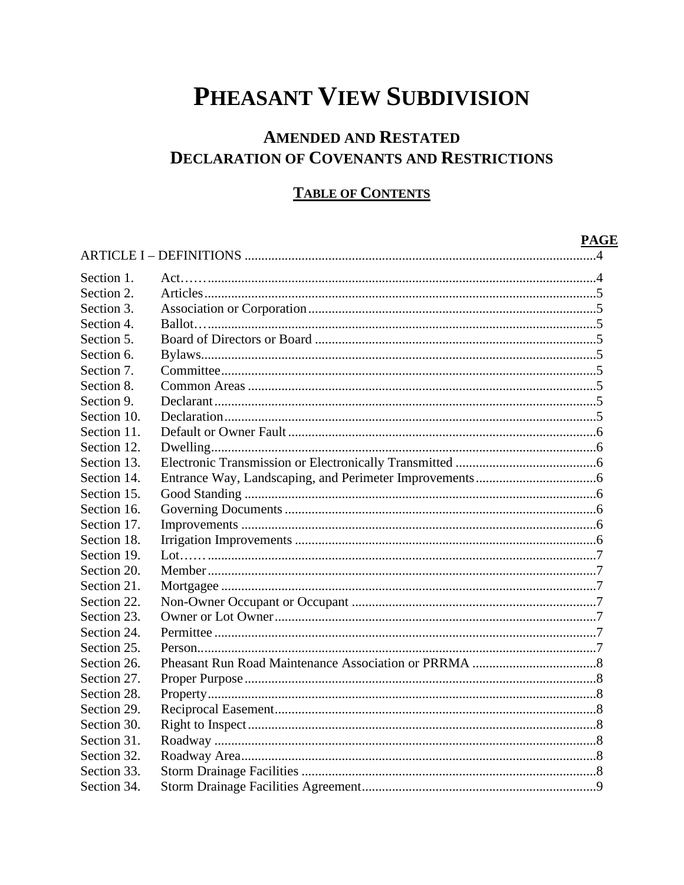# PHEASANT VIEW SUBDIVISION

## AMENDED AND RESTATED
## DECLARATION OF COVENANTS AND RESTRICTIONS

### TABLE OF CONTENTS

| | | PAGE |
|---|---|---|
| ARTICLE I – DEFINITIONS | | 4 |
| Section 1. | Act…… | 4 |
| Section 2. | Articles | 5 |
| Section 3. | Association or Corporation | 5 |
| Section 4. | Ballot… | 5 |
| Section 5. | Board of Directors or Board | 5 |
| Section 6. | Bylaws | 5 |
| Section 7. | Committee | 5 |
| Section 8. | Common Areas | 5 |
| Section 9. | Declarant | 5 |
| Section 10. | Declaration | 5 |
| Section 11. | Default or Owner Fault | 6 |
| Section 12. | Dwelling | 6 |
| Section 13. | Electronic Transmission or Electronically Transmitted | 6 |
| Section 14. | Entrance Way, Landscaping, and Perimeter Improvements | 6 |
| Section 15. | Good Standing | 6 |
| Section 16. | Governing Documents | 6 |
| Section 17. | Improvements | 6 |
| Section 18. | Irrigation Improvements | 6 |
| Section 19. | Lot…… | 7 |
| Section 20. | Member | 7 |
| Section 21. | Mortgagee | 7 |
| Section 22. | Non-Owner Occupant or Occupant | 7 |
| Section 23. | Owner or Lot Owner | 7 |
| Section 24. | Permittee | 7 |
| Section 25. | Person | 7 |
| Section 26. | Pheasant Run Road Maintenance Association or PRRMA | 8 |
| Section 27. | Proper Purpose | 8 |
| Section 28. | Property | 8 |
| Section 29. | Reciprocal Easement | 8 |
| Section 30. | Right to Inspect | 8 |
| Section 31. | Roadway | 8 |
| Section 32. | Roadway Area | 8 |
| Section 33. | Storm Drainage Facilities | 8 |
| Section 34. | Storm Drainage Facilities Agreement | 9 |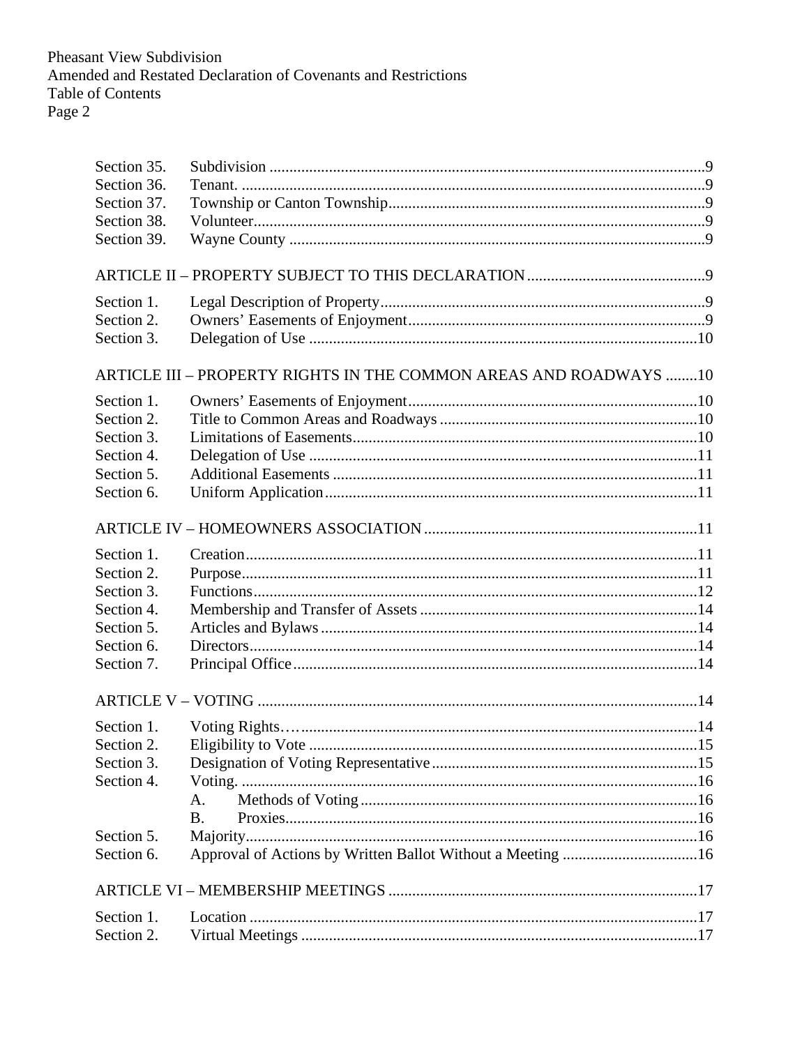| | | |
|---|---|---|
| Section 35. | Subdivision | 9 |
| Section 36. | Tenant. | 9 |
| Section 37. | Township or Canton Township | 9 |
| Section 38. | Volunteer | 9 |
| Section 39. | Wayne County | 9 |

ARTICLE II – PROPERTY SUBJECT TO THIS DECLARATION .......... 9

| | | |
|---|---|---|
| Section 1. | Legal Description of Property | 9 |
| Section 2. | Owners' Easements of Enjoyment | 9 |
| Section 3. | Delegation of Use | 10 |

ARTICLE III – PROPERTY RIGHTS IN THE COMMON AREAS AND ROADWAYS .......... 10

| | | |
|---|---|---|
| Section 1. | Owners' Easements of Enjoyment | 10 |
| Section 2. | Title to Common Areas and Roadways | 10 |
| Section 3. | Limitations of Easements | 10 |
| Section 4. | Delegation of Use | 11 |
| Section 5. | Additional Easements | 11 |
| Section 6. | Uniform Application | 11 |

ARTICLE IV – HOMEOWNERS ASSOCIATION .......... 11

| | | |
|---|---|---|
| Section 1. | Creation | 11 |
| Section 2. | Purpose | 11 |
| Section 3. | Functions | 12 |
| Section 4. | Membership and Transfer of Assets | 14 |
| Section 5. | Articles and Bylaws | 14 |
| Section 6. | Directors | 14 |
| Section 7. | Principal Office | 14 |

ARTICLE V – VOTING .......... 14

| | | |
|---|---|---|
| Section 1. | Voting Rights… | 14 |
| Section 2. | Eligibility to Vote | 15 |
| Section 3. | Designation of Voting Representative | 15 |
| Section 4. | Voting. | 16 |
| | A. Methods of Voting | 16 |
| | B. Proxies | 16 |
| Section 5. | Majority | 16 |
| Section 6. | Approval of Actions by Written Ballot Without a Meeting | 16 |

ARTICLE VI – MEMBERSHIP MEETINGS .......... 17

| | | |
|---|---|---|
| Section 1. | Location | 17 |
| Section 2. | Virtual Meetings | 17 |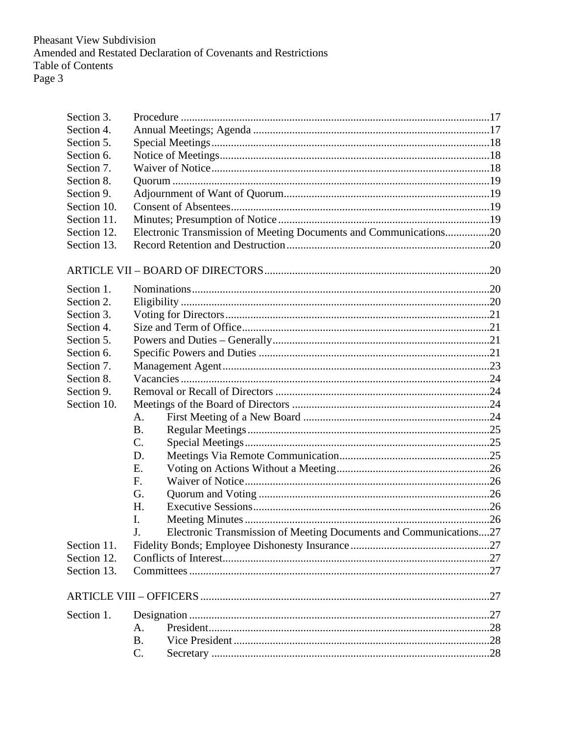| Section | Title | Page |
| --- | --- | --- |
| Section 3. | Procedure | 17 |
| Section 4. | Annual Meetings; Agenda | 17 |
| Section 5. | Special Meetings | 18 |
| Section 6. | Notice of Meetings | 18 |
| Section 7. | Waiver of Notice | 18 |
| Section 8. | Quorum | 19 |
| Section 9. | Adjournment of Want of Quorum | 19 |
| Section 10. | Consent of Absentees | 19 |
| Section 11. | Minutes; Presumption of Notice | 19 |
| Section 12. | Electronic Transmission of Meeting Documents and Communications | 20 |
| Section 13. | Record Retention and Destruction | 20 |

**ARTICLE VII – BOARD OF DIRECTORS** ........ 20

| Section | Title | Page |
| --- | --- | --- |
| Section 1. | Nominations | 20 |
| Section 2. | Eligibility | 20 |
| Section 3. | Voting for Directors | 21 |
| Section 4. | Size and Term of Office | 21 |
| Section 5. | Powers and Duties – Generally | 21 |
| Section 6. | Specific Powers and Duties | 21 |
| Section 7. | Management Agent | 23 |
| Section 8. | Vacancies | 24 |
| Section 9. | Removal or Recall of Directors | 24 |
| Section 10. | Meetings of the Board of Directors | 24 |
| | A. First Meeting of a New Board | 24 |
| | B. Regular Meetings | 25 |
| | C. Special Meetings | 25 |
| | D. Meetings Via Remote Communication | 25 |
| | E. Voting on Actions Without a Meeting | 26 |
| | F. Waiver of Notice | 26 |
| | G. Quorum and Voting | 26 |
| | H. Executive Sessions | 26 |
| | I. Meeting Minutes | 26 |
| | J. Electronic Transmission of Meeting Documents and Communications | 27 |
| Section 11. | Fidelity Bonds; Employee Dishonesty Insurance | 27 |
| Section 12. | Conflicts of Interest | 27 |
| Section 13. | Committees | 27 |

**ARTICLE VIII – OFFICERS** ........ 27

| Section | Title | Page |
| --- | --- | --- |
| Section 1. | Designation | 27 |
| | A. President | 28 |
| | B. Vice President | 28 |
| | C. Secretary | 28 |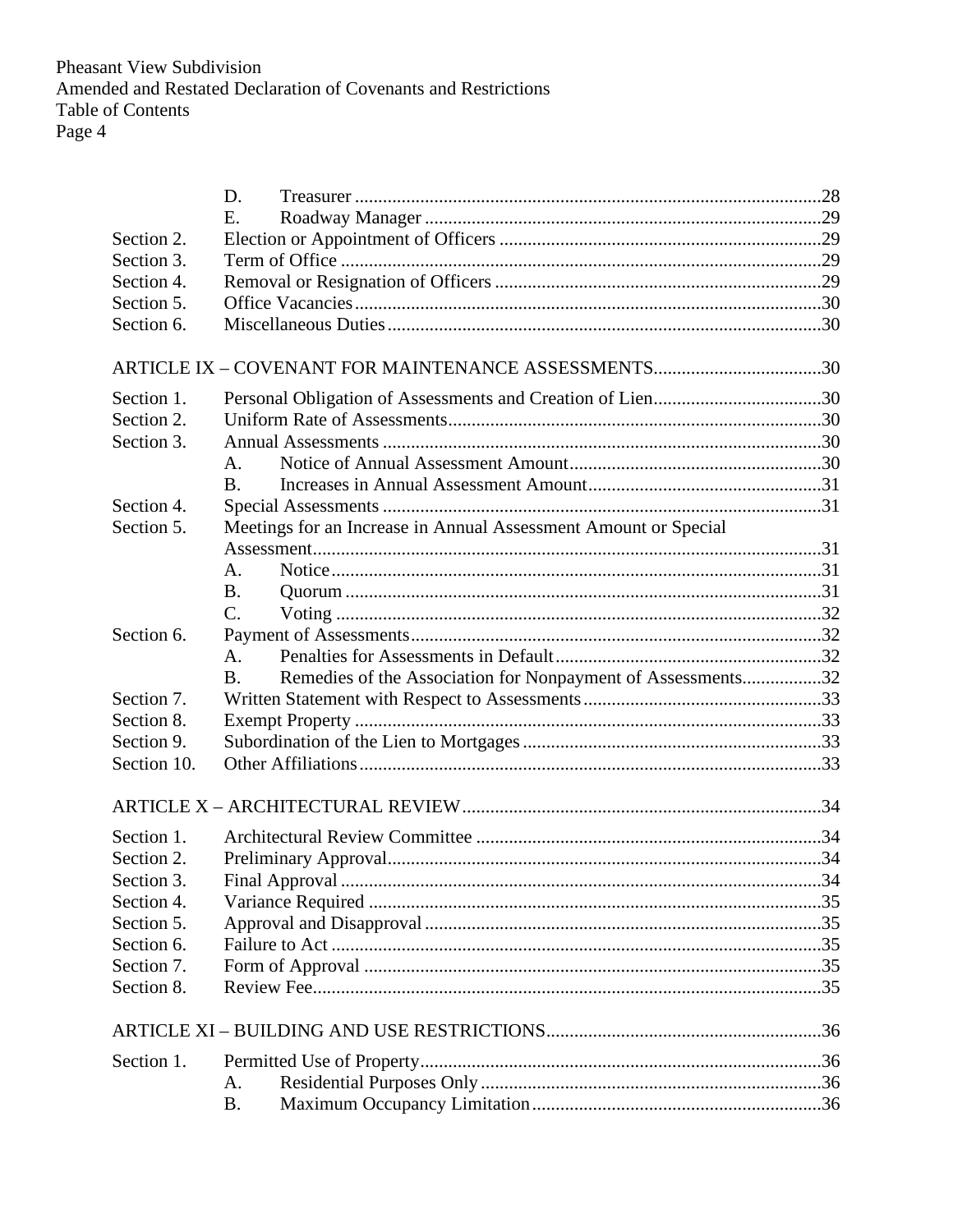| | | |
|---|---|---|
| | D. Treasurer | 28 |
| | E. Roadway Manager | 29 |
| Section 2. | Election or Appointment of Officers | 29 |
| Section 3. | Term of Office | 29 |
| Section 4. | Removal or Resignation of Officers | 29 |
| Section 5. | Office Vacancies | 30 |
| Section 6. | Miscellaneous Duties | 30 |

**ARTICLE IX – COVENANT FOR MAINTENANCE ASSESSMENTS** ... 30

| | | |
|---|---|---|
| Section 1. | Personal Obligation of Assessments and Creation of Lien | 30 |
| Section 2. | Uniform Rate of Assessments | 30 |
| Section 3. | Annual Assessments | 30 |
| | A. Notice of Annual Assessment Amount | 30 |
| | B. Increases in Annual Assessment Amount | 31 |
| Section 4. | Special Assessments | 31 |
| Section 5. | Meetings for an Increase in Annual Assessment Amount or Special Assessment | 31 |
| | A. Notice | 31 |
| | B. Quorum | 31 |
| | C. Voting | 32 |
| Section 6. | Payment of Assessments | 32 |
| | A. Penalties for Assessments in Default | 32 |
| | B. Remedies of the Association for Nonpayment of Assessments | 32 |
| Section 7. | Written Statement with Respect to Assessments | 33 |
| Section 8. | Exempt Property | 33 |
| Section 9. | Subordination of the Lien to Mortgages | 33 |
| Section 10. | Other Affiliations | 33 |

**ARTICLE X – ARCHITECTURAL REVIEW** ... 34

| | | |
|---|---|---|
| Section 1. | Architectural Review Committee | 34 |
| Section 2. | Preliminary Approval | 34 |
| Section 3. | Final Approval | 34 |
| Section 4. | Variance Required | 35 |
| Section 5. | Approval and Disapproval | 35 |
| Section 6. | Failure to Act | 35 |
| Section 7. | Form of Approval | 35 |
| Section 8. | Review Fee | 35 |

**ARTICLE XI – BUILDING AND USE RESTRICTIONS** ... 36

| | | |
|---|---|---|
| Section 1. | Permitted Use of Property | 36 |
| | A. Residential Purposes Only | 36 |
| | B. Maximum Occupancy Limitation | 36 |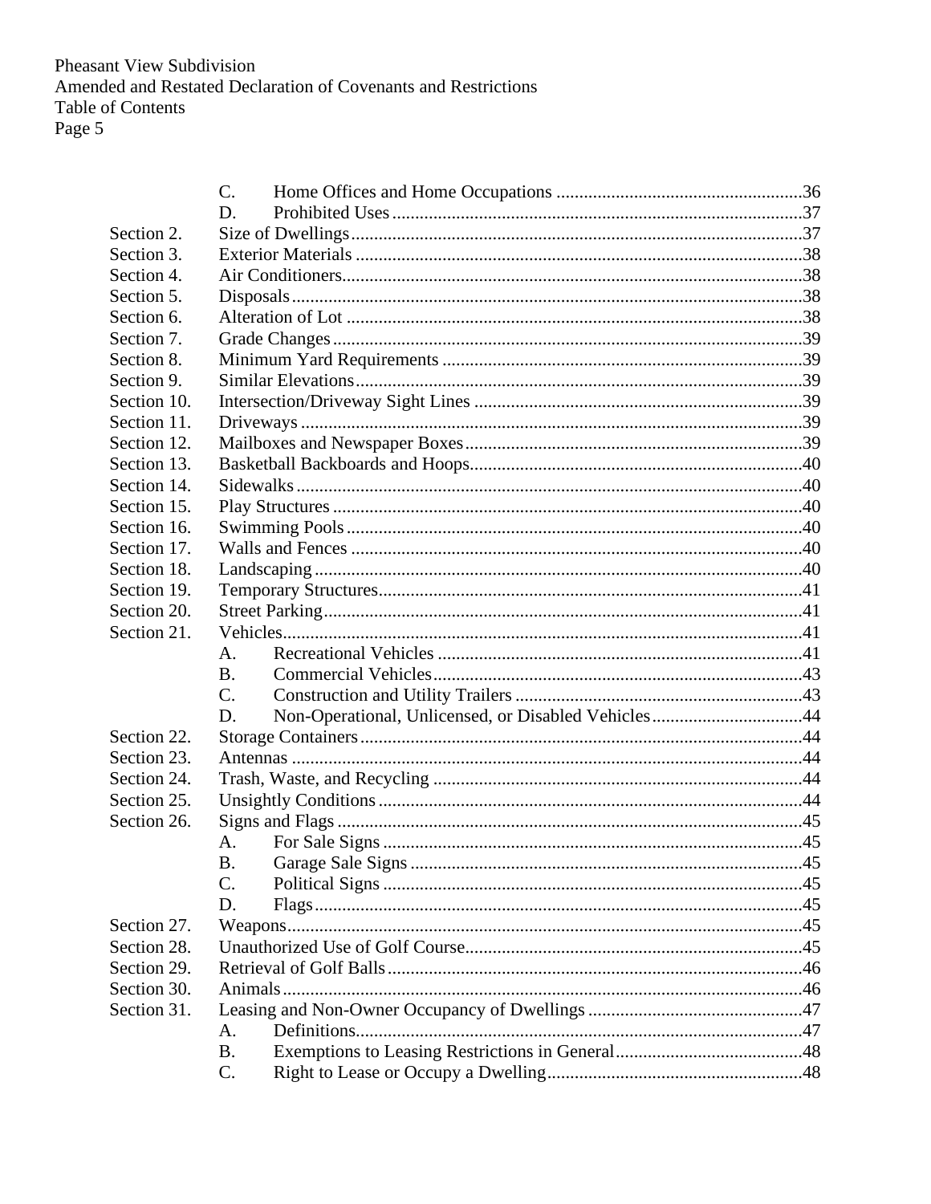| | | | |
|---|---|---|---|
| | C. | Home Offices and Home Occupations | 36 |
| | D. | Prohibited Uses | 37 |
| Section 2. | Size of Dwellings | | 37 |
| Section 3. | Exterior Materials | | 38 |
| Section 4. | Air Conditioners | | 38 |
| Section 5. | Disposals | | 38 |
| Section 6. | Alteration of Lot | | 38 |
| Section 7. | Grade Changes | | 39 |
| Section 8. | Minimum Yard Requirements | | 39 |
| Section 9. | Similar Elevations | | 39 |
| Section 10. | Intersection/Driveway Sight Lines | | 39 |
| Section 11. | Driveways | | 39 |
| Section 12. | Mailboxes and Newspaper Boxes | | 39 |
| Section 13. | Basketball Backboards and Hoops | | 40 |
| Section 14. | Sidewalks | | 40 |
| Section 15. | Play Structures | | 40 |
| Section 16. | Swimming Pools | | 40 |
| Section 17. | Walls and Fences | | 40 |
| Section 18. | Landscaping | | 40 |
| Section 19. | Temporary Structures | | 41 |
| Section 20. | Street Parking | | 41 |
| Section 21. | Vehicles | | 41 |
| | A. | Recreational Vehicles | 41 |
| | B. | Commercial Vehicles | 43 |
| | C. | Construction and Utility Trailers | 43 |
| | D. | Non-Operational, Unlicensed, or Disabled Vehicles | 44 |
| Section 22. | Storage Containers | | 44 |
| Section 23. | Antennas | | 44 |
| Section 24. | Trash, Waste, and Recycling | | 44 |
| Section 25. | Unsightly Conditions | | 44 |
| Section 26. | Signs and Flags | | 45 |
| | A. | For Sale Signs | 45 |
| | B. | Garage Sale Signs | 45 |
| | C. | Political Signs | 45 |
| | D. | Flags | 45 |
| Section 27. | Weapons | | 45 |
| Section 28. | Unauthorized Use of Golf Course | | 45 |
| Section 29. | Retrieval of Golf Balls | | 46 |
| Section 30. | Animals | | 46 |
| Section 31. | Leasing and Non-Owner Occupancy of Dwellings | | 47 |
| | A. | Definitions | 47 |
| | B. | Exemptions to Leasing Restrictions in General | 48 |
| | C. | Right to Lease or Occupy a Dwelling | 48 |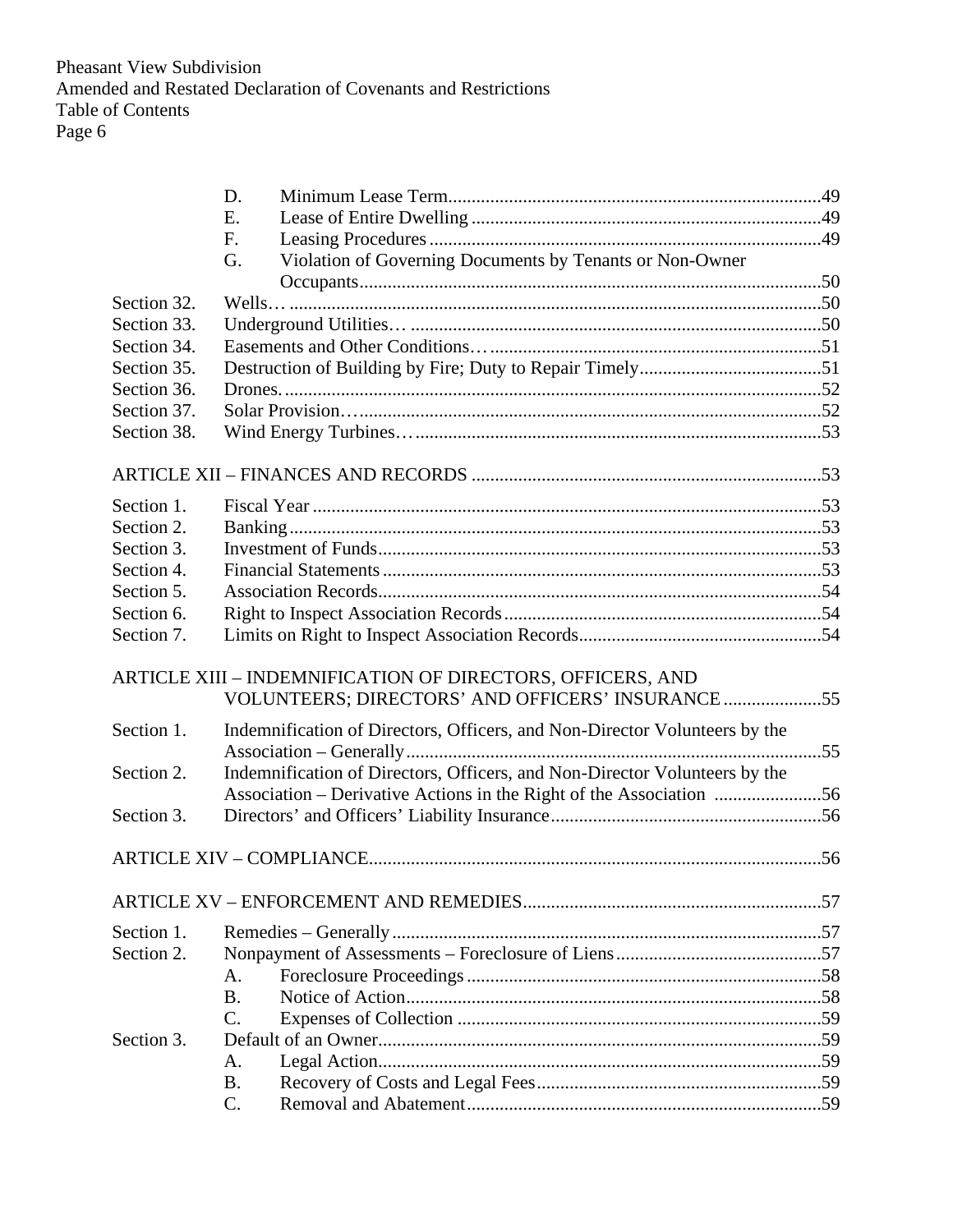| | | | |
|---|---|---|---|
| | D. | Minimum Lease Term | 49 |
| | E. | Lease of Entire Dwelling | 49 |
| | F. | Leasing Procedures | 49 |
| | G. | Violation of Governing Documents by Tenants or Non-Owner Occupants | 50 |
| Section 32. | Wells… | | 50 |
| Section 33. | Underground Utilities… | | 50 |
| Section 34. | Easements and Other Conditions… | | 51 |
| Section 35. | Destruction of Building by Fire; Duty to Repair Timely | | 51 |
| Section 36. | Drones. | | 52 |
| Section 37. | Solar Provision… | | 52 |
| Section 38. | Wind Energy Turbines… | | 53 |

ARTICLE XII – FINANCES AND RECORDS .......... 53

| | | |
|---|---|---|
| Section 1. | Fiscal Year | 53 |
| Section 2. | Banking | 53 |
| Section 3. | Investment of Funds | 53 |
| Section 4. | Financial Statements | 53 |
| Section 5. | Association Records | 54 |
| Section 6. | Right to Inspect Association Records | 54 |
| Section 7. | Limits on Right to Inspect Association Records | 54 |

ARTICLE XIII – INDEMNIFICATION OF DIRECTORS, OFFICERS, AND VOLUNTEERS; DIRECTORS' AND OFFICERS' INSURANCE .......... 55

| | | |
|---|---|---|
| Section 1. | Indemnification of Directors, Officers, and Non-Director Volunteers by the Association – Generally | 55 |
| Section 2. | Indemnification of Directors, Officers, and Non-Director Volunteers by the Association – Derivative Actions in the Right of the Association | 56 |
| Section 3. | Directors' and Officers' Liability Insurance | 56 |

ARTICLE XIV – COMPLIANCE .......... 56

ARTICLE XV – ENFORCEMENT AND REMEDIES .......... 57

| | | | |
|---|---|---|---|
| Section 1. | Remedies – Generally | | 57 |
| Section 2. | Nonpayment of Assessments – Foreclosure of Liens | | 57 |
| | A. | Foreclosure Proceedings | 58 |
| | B. | Notice of Action | 58 |
| | C. | Expenses of Collection | 59 |
| Section 3. | Default of an Owner | | 59 |
| | A. | Legal Action | 59 |
| | B. | Recovery of Costs and Legal Fees | 59 |
| | C. | Removal and Abatement | 59 |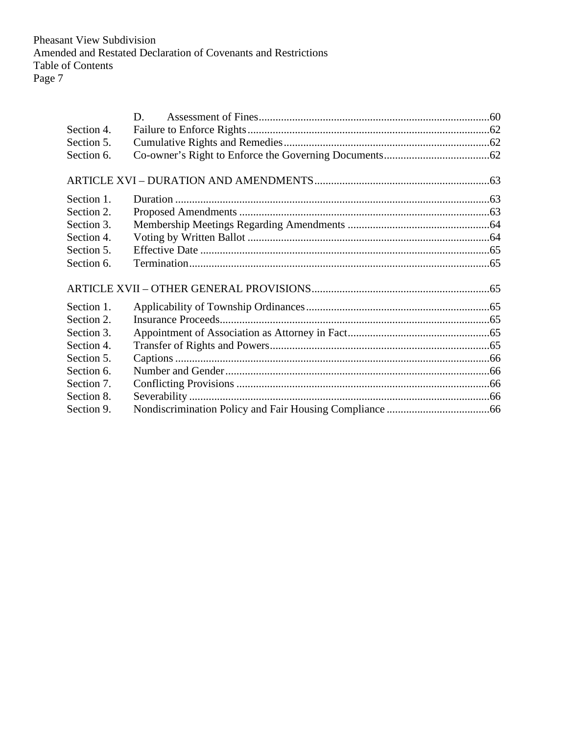| | | |
|---|---|---|
| | D. Assessment of Fines | 60 |
| Section 4. | Failure to Enforce Rights | 62 |
| Section 5. | Cumulative Rights and Remedies | 62 |
| Section 6. | Co-owner's Right to Enforce the Governing Documents | 62 |
| ARTICLE XVI – DURATION AND AMENDMENTS | | 63 |
| Section 1. | Duration | 63 |
| Section 2. | Proposed Amendments | 63 |
| Section 3. | Membership Meetings Regarding Amendments | 64 |
| Section 4. | Voting by Written Ballot | 64 |
| Section 5. | Effective Date | 65 |
| Section 6. | Termination | 65 |
| ARTICLE XVII – OTHER GENERAL PROVISIONS | | 65 |
| Section 1. | Applicability of Township Ordinances | 65 |
| Section 2. | Insurance Proceeds | 65 |
| Section 3. | Appointment of Association as Attorney in Fact | 65 |
| Section 4. | Transfer of Rights and Powers | 65 |
| Section 5. | Captions | 66 |
| Section 6. | Number and Gender | 66 |
| Section 7. | Conflicting Provisions | 66 |
| Section 8. | Severability | 66 |
| Section 9. | Nondiscrimination Policy and Fair Housing Compliance | 66 |